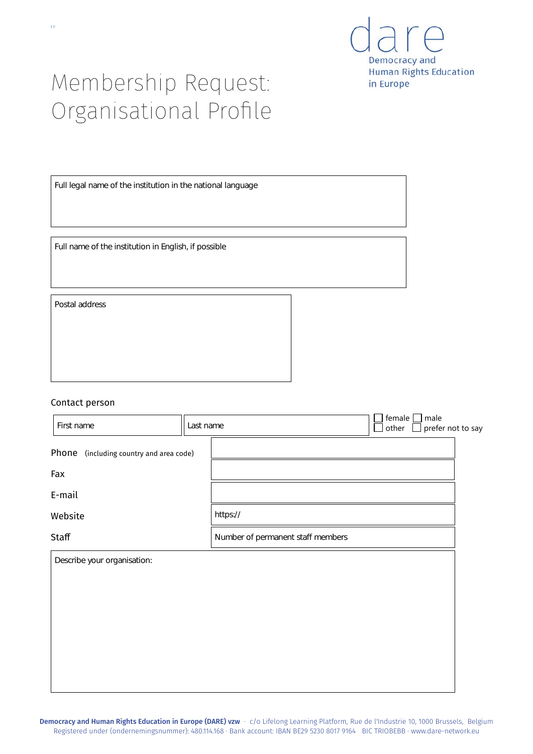dare

Democracy and Human Rights Education in Europe

# Membership Request: Organisational Profile

Full legal name of the institution in the national language

Full name of the institution in English, if possible

Postal address

Contact person

| First name | Last name | ☐ female ☐ male ☐ other ☐ prefer not to say |
|---|---|---|

| | |
|---|---|
| Phone (including country and area code) | |
| Fax | |
| E-mail | |
| Website | https:// |
| Staff | Number of permanent staff members |

Describe your organisation:

**Democracy and Human Rights Education in Europe (DARE) vzw** · c/o Lifelong Learning Platform, Rue de l'Industrie 10, 1000 Brussels, Belgium
Registered under (ondernemingsnummer): 480.114.168 · Bank account: IBAN BE29 5230 8017 9164 BIC TRIOBEBB · www.dare-network.eu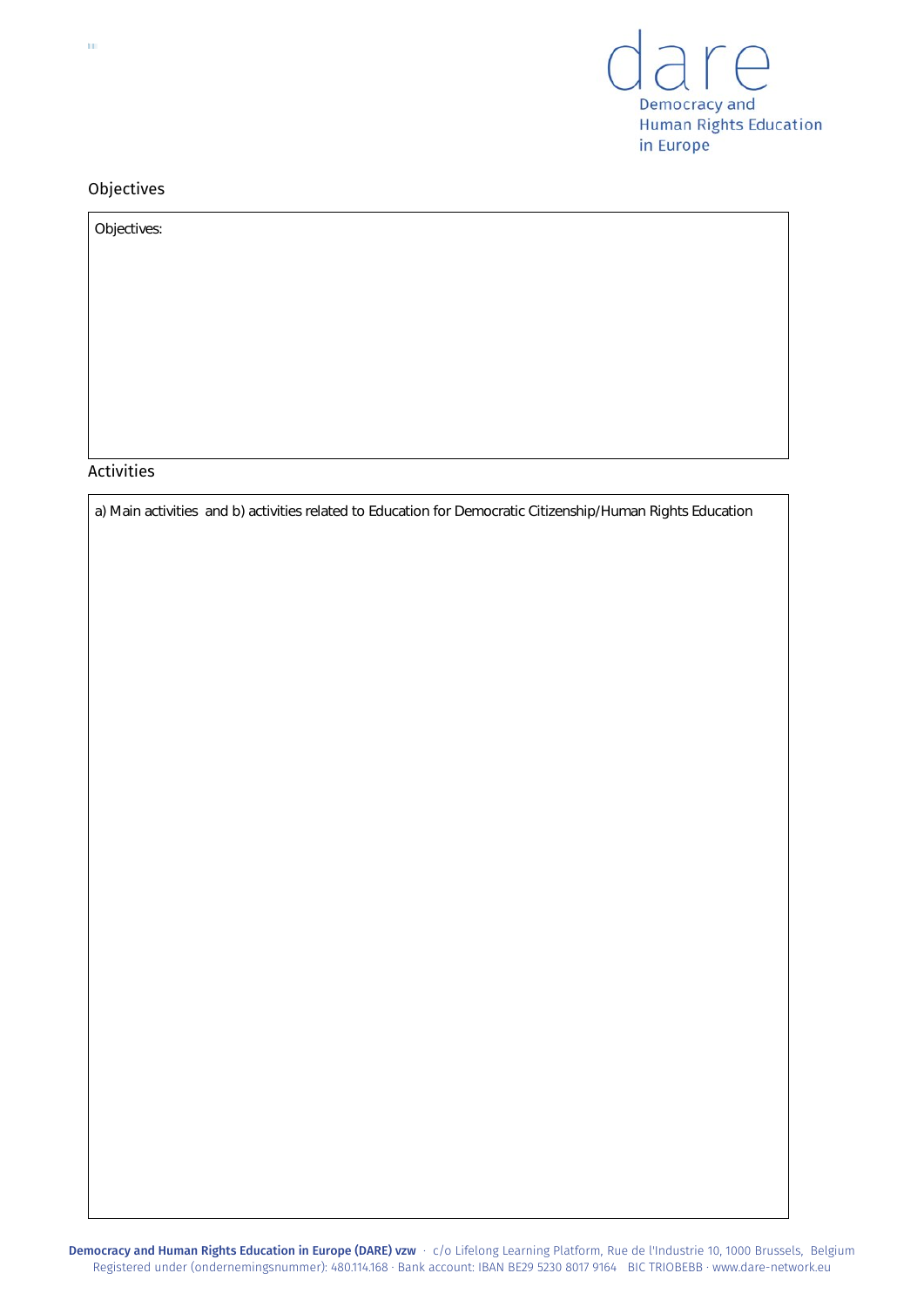## Objectives

| Objectives: |
|---|
| |

## Activities

| a) Main activities and b) activities related to Education for Democratic Citizenship/Human Rights Education |
|---|
| |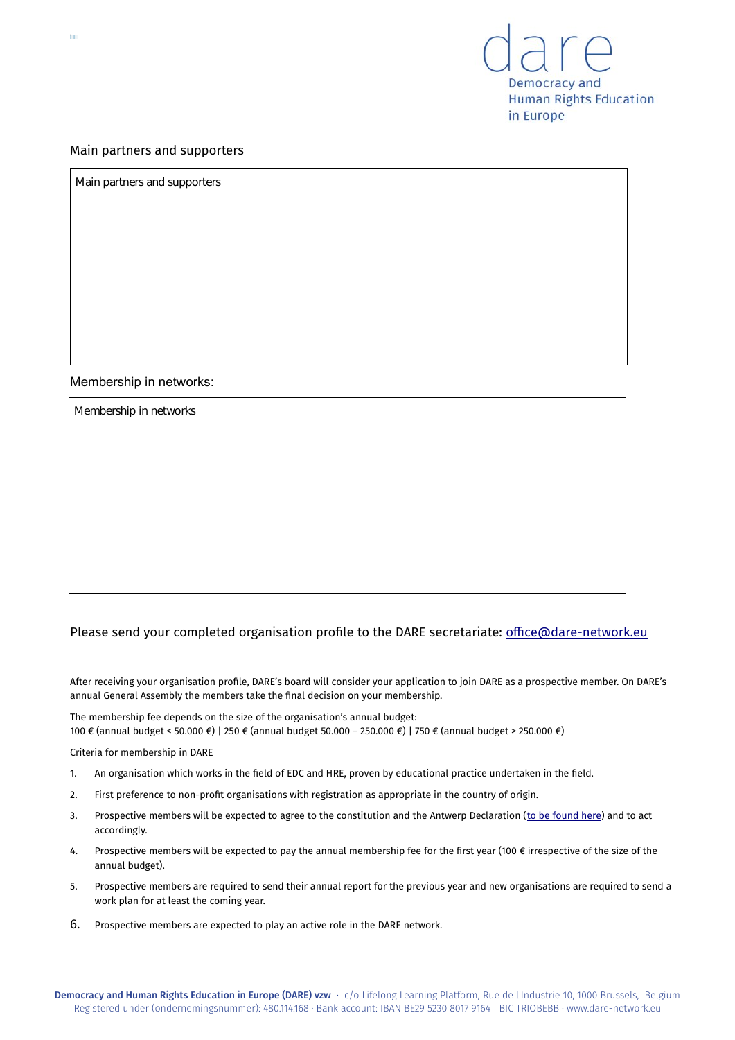Main partners and supporters

| |
|---|
| Main partners and supporters |

Membership in networks:

| |
|---|
| Membership in networks |

Please send your completed organisation profile to the DARE secretariat: office@dare-network.eu

After receiving your organisation profile, DARE's board will consider your application to join DARE as a prospective member. On DARE's annual General Assembly the members take the final decision on your membership.

The membership fee depends on the size of the organisation's annual budget:
100 € (annual budget < 50.000 €) | 250 € (annual budget 50.000 – 250.000 €) | 750 € (annual budget > 250.000 €)

Criteria for membership in DARE

1. An organisation which works in the field of EDC and HRE, proven by educational practice undertaken in the field.
2. First preference to non-profit organisations with registration as appropriate in the country of origin.
3. Prospective members will be expected to agree to the constitution and the Antwerp Declaration (to be found here) and to act accordingly.
4. Prospective members will be expected to pay the annual membership fee for the first year (100 € irrespective of the size of the annual budget).
5. Prospective members are required to send their annual report for the previous year and new organisations are required to send a work plan for at least the coming year.
6. Prospective members are expected to play an active role in the DARE network.

**Democracy and Human Rights Education in Europe (DARE) vzw** · c/o Lifelong Learning Platform, Rue de l'Industrie 10, 1000 Brussels, Belgium
Registered under (ondernemingsnummer): 480.114.168 · Bank account: IBAN BE29 5230 8017 9164 BIC TRIOBEBB · www.dare-network.eu